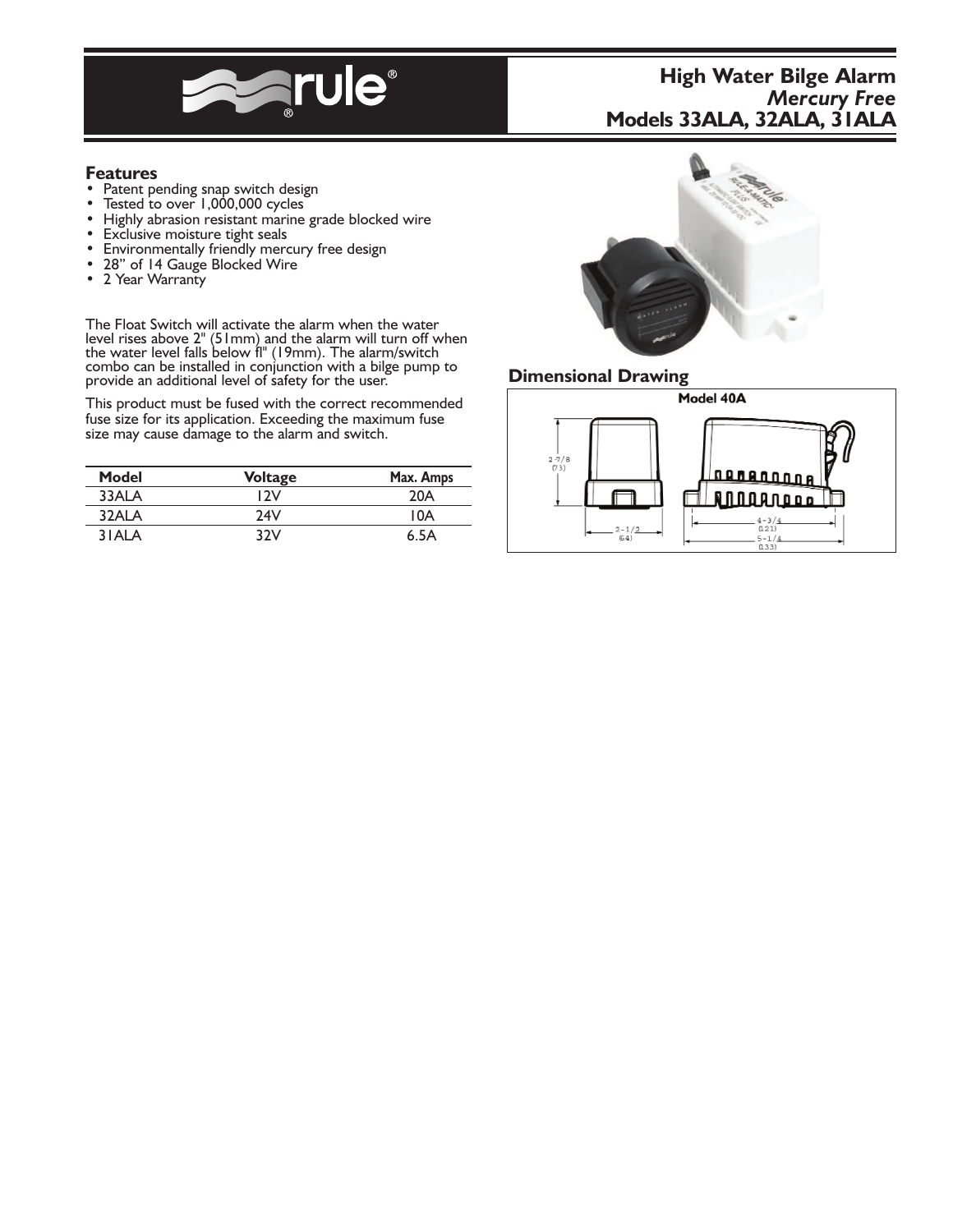# High Water Bilge Alarm
## *Mercury Free*
## Models 33ALA, 32ALA, 31ALA

### Features

- Patent pending snap switch design
- Tested to over 1,000,000 cycles
- Highly abrasion resistant marine grade blocked wire
- Exclusive moisture tight seals
- Environmentally friendly mercury free design
- 28" of 14 Gauge Blocked Wire
- 2 Year Warranty

The Float Switch will activate the alarm when the water level rises above 2" (51mm) and the alarm will turn off when the water level falls below fl" (19mm). The alarm/switch combo can be installed in conjunction with a bilge pump to provide an additional level of safety for the user.

This product must be fused with the correct recommended fuse size for its application. Exceeding the maximum fuse size may cause damage to the alarm and switch.

| Model | Voltage | Max. Amps |
|---|---|---|
| 33ALA | 12V | 20A |
| 32ALA | 24V | 10A |
| 31ALA | 32V | 6.5A |

### Dimensional Drawing

**Model 40A**

2-7/8 (73)

2-1/2 (64)

4-3/4 (121)

5-1/4 (133)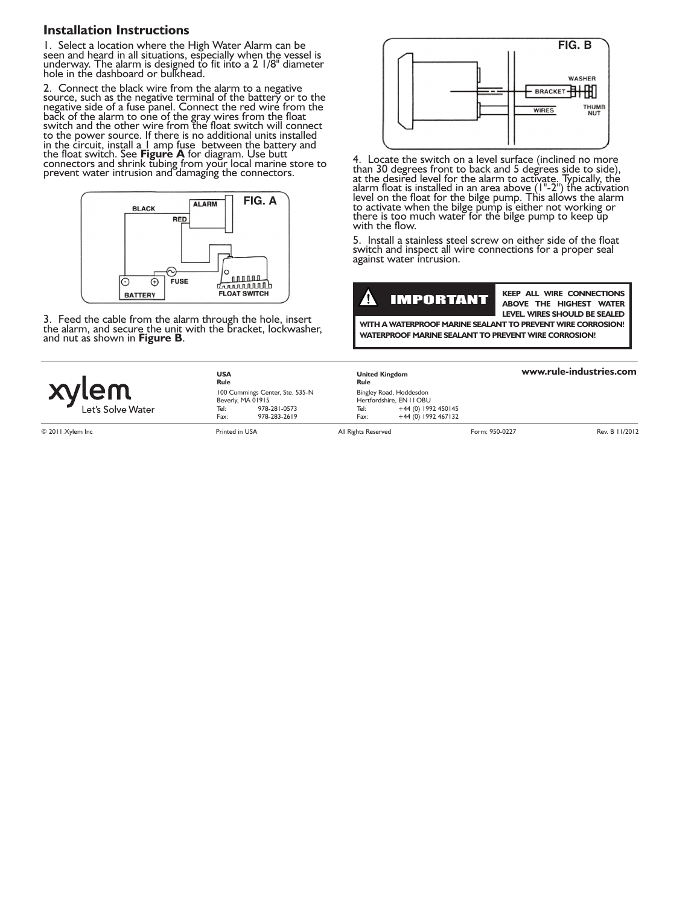## Installation Instructions

1. Select a location where the High Water Alarm can be seen and heard in all situations, especially when the vessel is underway. The alarm is designed to fit into a 2 1/8" diameter hole in the dashboard or bulkhead.

2. Connect the black wire from the alarm to a negative source, such as the negative terminal of the battery or to the negative side of a fuse panel. Connect the red wire from the back of the alarm to one of the gray wires from the float switch and the other wire from the float switch will connect to the power source. If there is no additional units installed in the circuit, install a 1 amp fuse between the battery and the float switch. See **Figure A** for diagram. Use butt connectors and shrink tubing from your local marine store to prevent water intrusion and damaging the connectors.

FIG. A

BLACK
ALARM
RED
FUSE
BATTERY
FLOAT SWITCH

3. Feed the cable from the alarm through the hole, insert the alarm, and secure the unit with the bracket, lockwasher, and nut as shown in **Figure B**.

FIG. B

WASHER
BRACKET
WIRES
THUMB NUT

4. Locate the switch on a level surface (inclined no more than 30 degrees front to back and 5 degrees side to side), at the desired level for the alarm to activate. Typically, the alarm float is installed in an area above (1"-2") the activation level on the float for the bilge pump. This allows the alarm to activate when the bilge pump is either not working or there is too much water for the bilge pump to keep up with the flow.

5. Install a stainless steel screw on either side of the float switch and inspect all wire connections for a proper seal against water intrusion.

**⚠ IMPORTANT**

**KEEP ALL WIRE CONNECTIONS ABOVE THE HIGHEST WATER LEVEL. WIRES SHOULD BE SEALED WITH A WATERPROOF MARINE SEALANT TO PREVENT WIRE CORROSION! WATERPROOF MARINE SEALANT TO PREVENT WIRE CORROSION!**

xylem
Let's Solve Water

**USA**
**Rule**
100 Cummings Center, Ste. 535-N
Beverly, MA 01915
Tel: 978-281-0573
Fax: 978-283-2619

**United Kingdom**
**Rule**
Bingley Road, Hoddesdon
Hertfordshire, EN11OBU
Tel: +44 (0) 1992 450145
Fax: +44 (0) 1992 467132

**www.rule-industries.com**

© 2011 Xylem Inc Printed in USA All Rights Reserved Form: 950-0227 Rev. B 11/2012